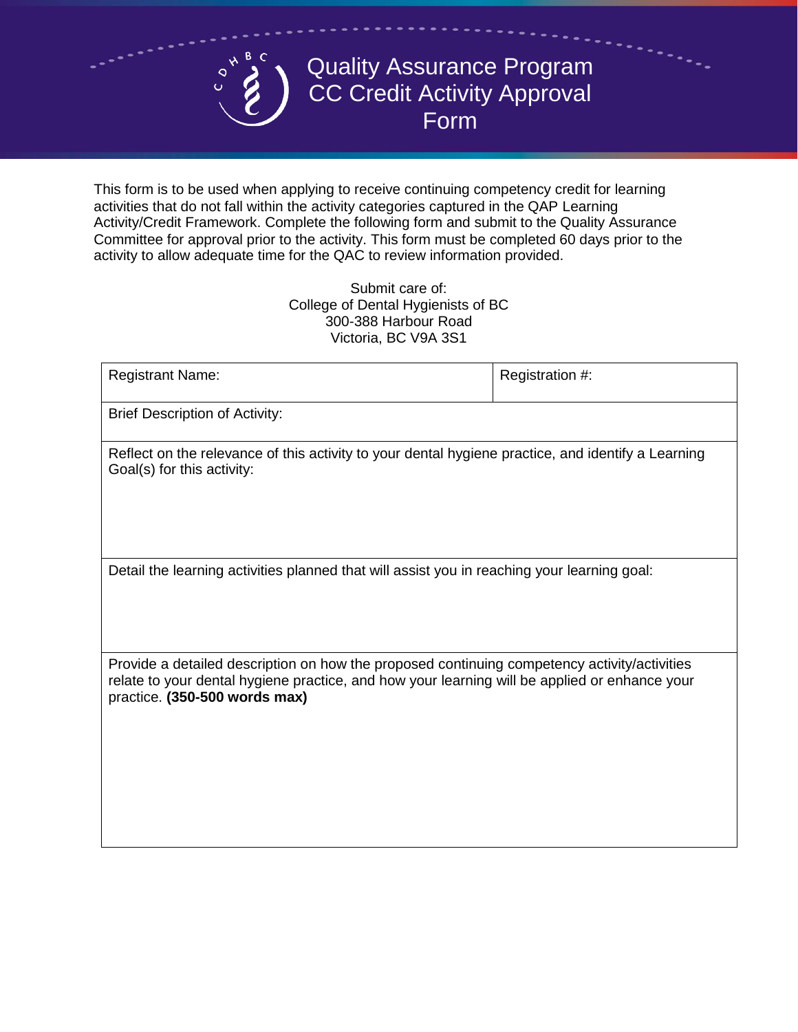# Quality Assurance Program CC Credit Activity Approval Form

This form is to be used when applying to receive continuing competency credit for learning activities that do not fall within the activity categories captured in the QAP Learning Activity/Credit Framework. Complete the following form and submit to the Quality Assurance Committee for approval prior to the activity. This form must be completed 60 days prior to the activity to allow adequate time for the QAC to review information provided.

Submit care of:
College of Dental Hygienists of BC
300-388 Harbour Road
Victoria, BC V9A 3S1

| Registrant Name: | Registration #: |
| --- | --- |
| Brief Description of Activity: | |
| Reflect on the relevance of this activity to your dental hygiene practice, and identify a Learning Goal(s) for this activity: | |
| Detail the learning activities planned that will assist you in reaching your learning goal: | |
| Provide a detailed description on how the proposed continuing competency activity/activities relate to your dental hygiene practice, and how your learning will be applied or enhance your practice. **(350-500 words max)** | |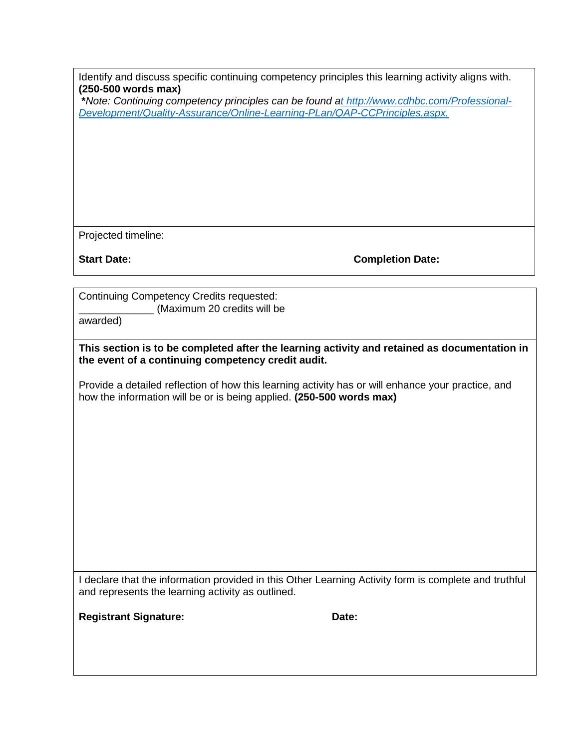Identify and discuss specific continuing competency principles this learning activity aligns with. **(250-500 words max)**

***Note: Continuing competency principles can be found at http://www.cdhbc.com/Professional-Development/Quality-Assurance/Online-Learning-PLan/QAP-CCPrinciples.aspx.***

Projected timeline:

**Start Date:** **Completion Date:**

Continuing Competency Credits requested:
_____________ (Maximum 20 credits will be awarded)

**This section is to be completed after the learning activity and retained as documentation in the event of a continuing competency credit audit.**

Provide a detailed reflection of how this learning activity has or will enhance your practice, and how the information will be or is being applied. **(250-500 words max)**

I declare that the information provided in this Other Learning Activity form is complete and truthful and represents the learning activity as outlined.

**Registrant Signature:** **Date:**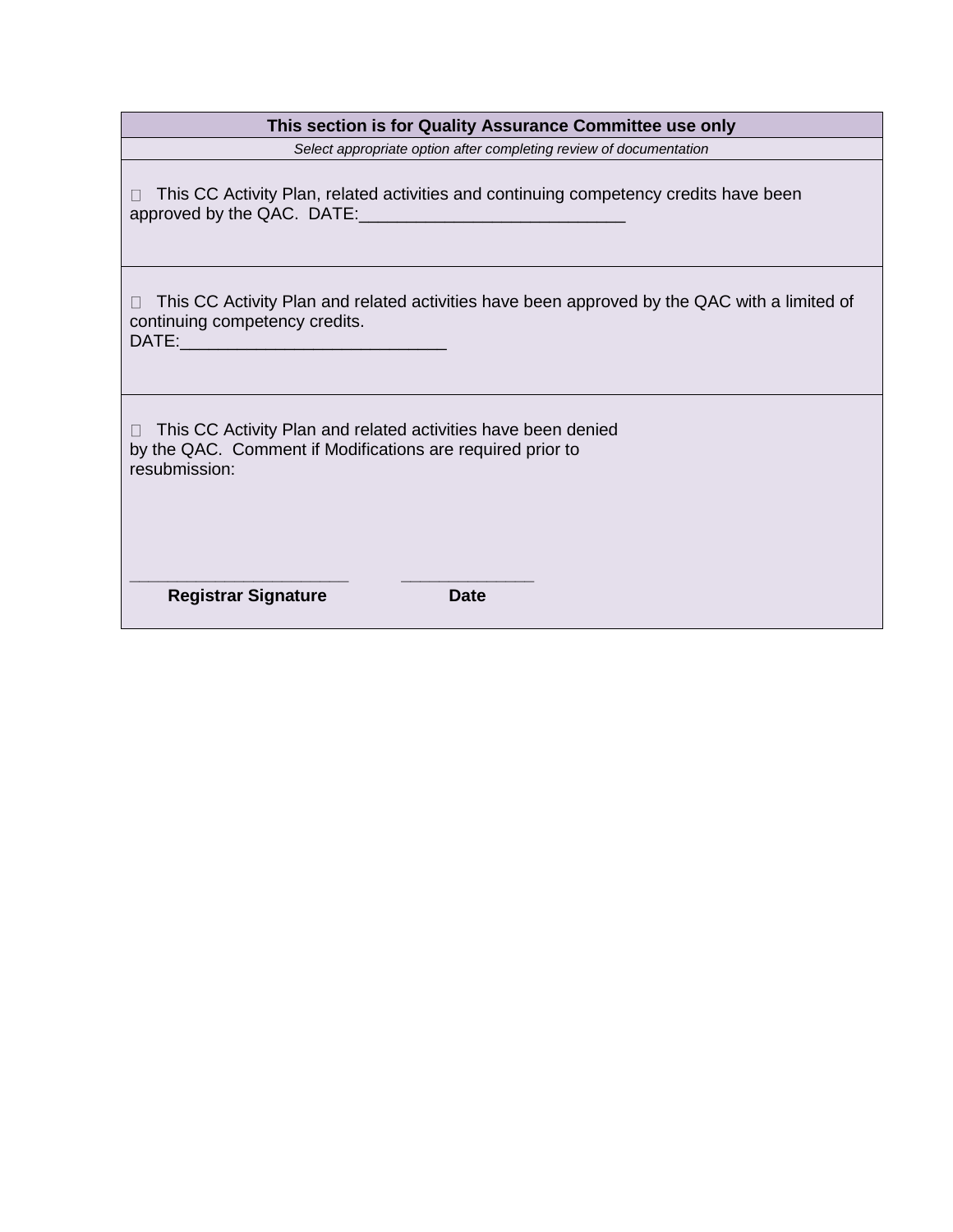| This section is for Quality Assurance Committee use only |
| --- |
| *Select appropriate option after completing review of documentation* |
| ☐ This CC Activity Plan, related activities and continuing competency credits have been approved by the QAC. DATE:___________________________ |
| ☐ This CC Activity Plan and related activities have been approved by the QAC with a limited of continuing competency credits.<br>DATE:___________________________ |
| ☐ This CC Activity Plan and related activities have been denied by the QAC. Comment if Modifications are required prior to resubmission:<br><br><br><br>_______________________ _______________<br>**Registrar Signature** **Date** |